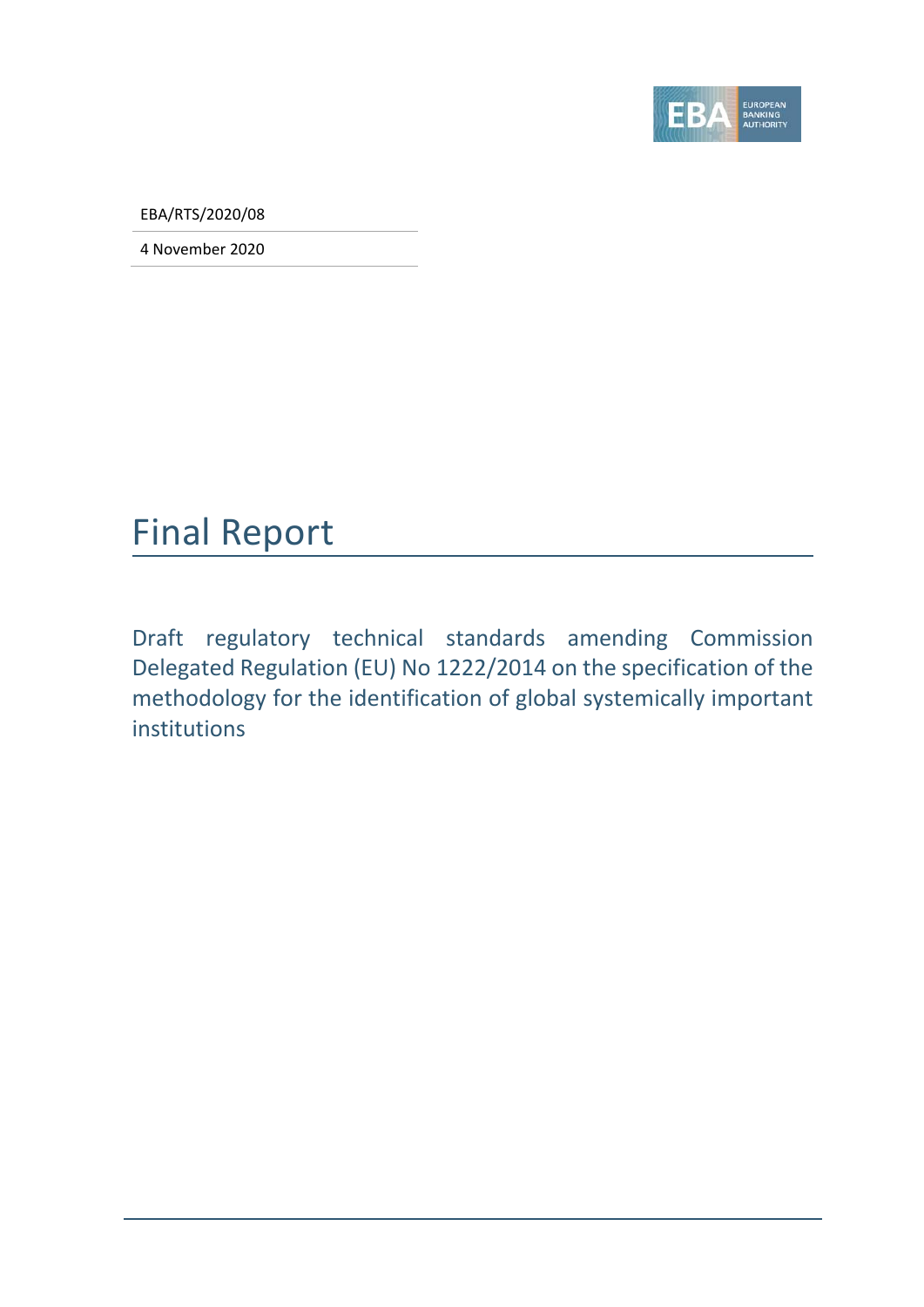EBA/RTS/2020/08

4 November 2020

# Final Report

## Draft regulatory technical standards amending Commission Delegated Regulation (EU) No 1222/2014 on the specification of the methodology for the identification of global systemically important institutions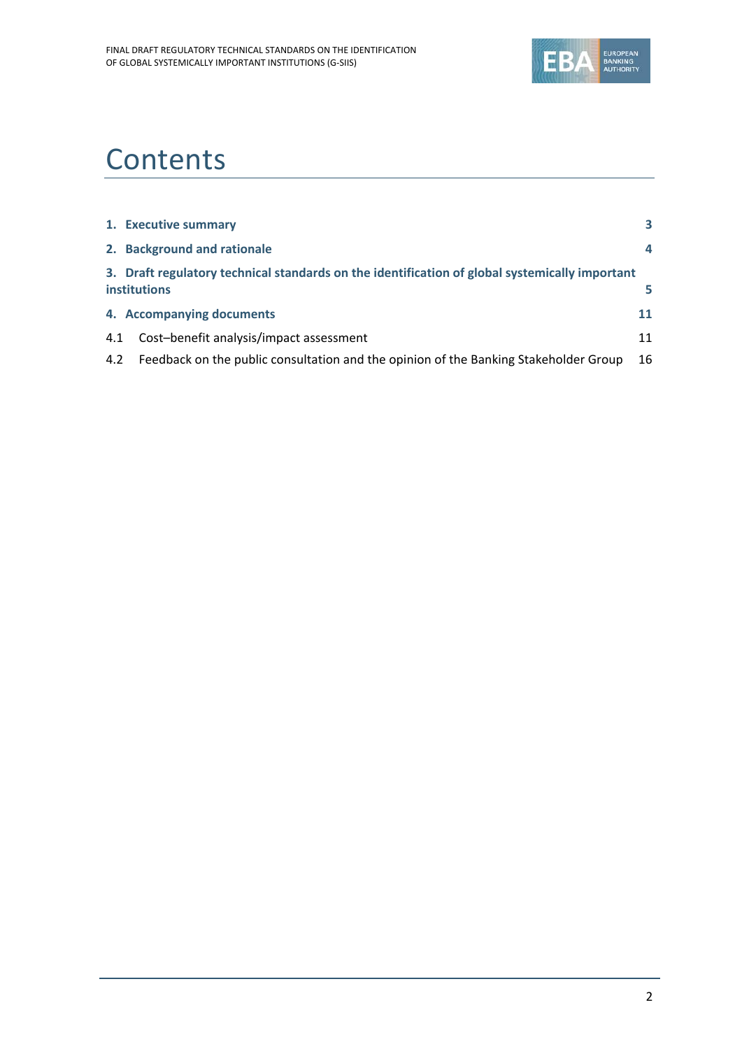# Contents

| | |
|---|---|
| **1. Executive summary** | **3** |
| **2. Background and rationale** | **4** |
| **3. Draft regulatory technical standards on the identification of global systemically important institutions** | **5** |
| **4. Accompanying documents** | **11** |
| 4.1 Cost–benefit analysis/impact assessment | 11 |
| 4.2 Feedback on the public consultation and the opinion of the Banking Stakeholder Group | 16 |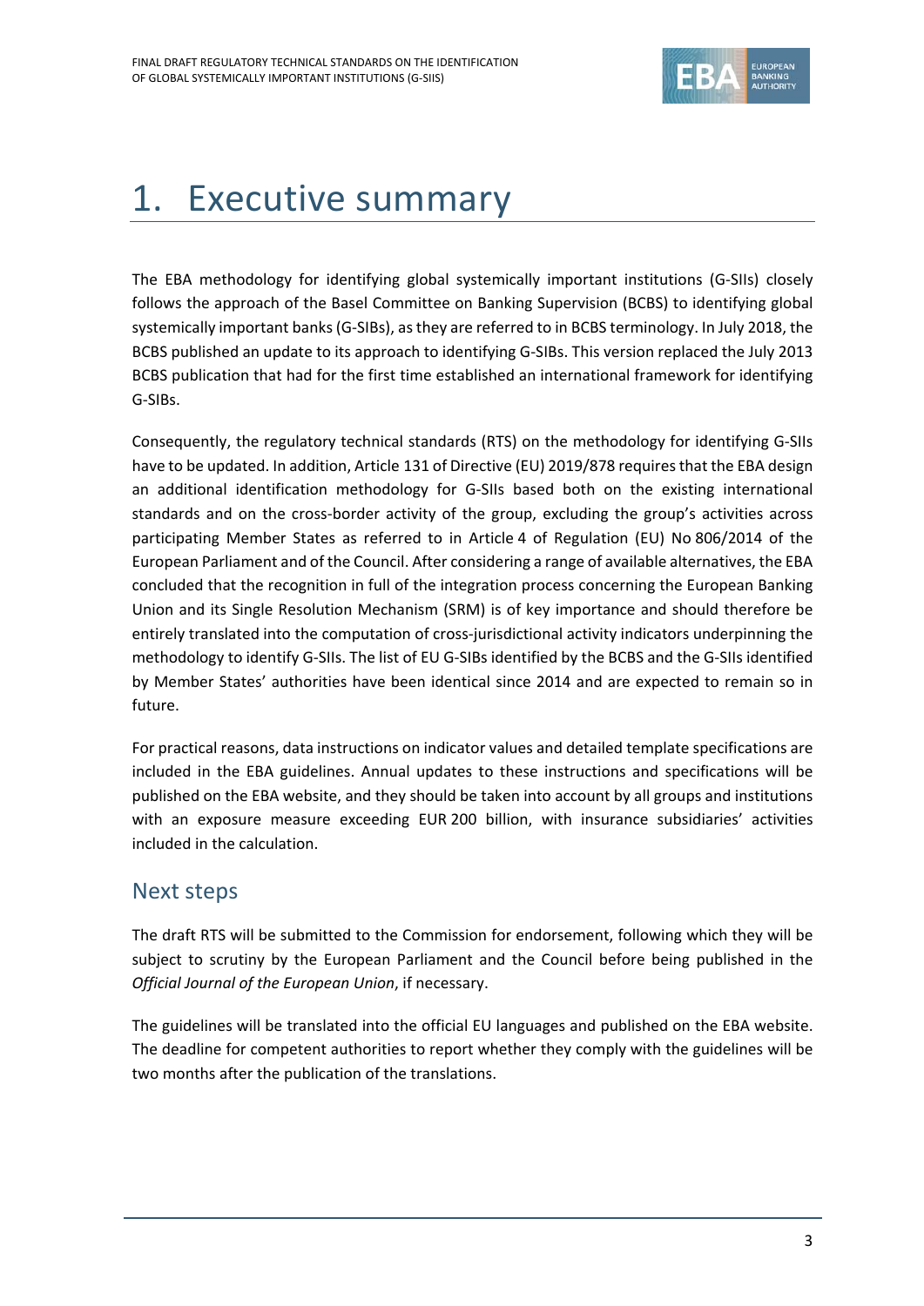# 1. Executive summary

The EBA methodology for identifying global systemically important institutions (G-SIIs) closely follows the approach of the Basel Committee on Banking Supervision (BCBS) to identifying global systemically important banks (G-SIBs), as they are referred to in BCBS terminology. In July 2018, the BCBS published an update to its approach to identifying G-SIBs. This version replaced the July 2013 BCBS publication that had for the first time established an international framework for identifying G-SIBs.

Consequently, the regulatory technical standards (RTS) on the methodology for identifying G-SIIs have to be updated. In addition, Article 131 of Directive (EU) 2019/878 requires that the EBA design an additional identification methodology for G-SIIs based both on the existing international standards and on the cross-border activity of the group, excluding the group's activities across participating Member States as referred to in Article 4 of Regulation (EU) No 806/2014 of the European Parliament and of the Council. After considering a range of available alternatives, the EBA concluded that the recognition in full of the integration process concerning the European Banking Union and its Single Resolution Mechanism (SRM) is of key importance and should therefore be entirely translated into the computation of cross-jurisdictional activity indicators underpinning the methodology to identify G-SIIs. The list of EU G-SIBs identified by the BCBS and the G-SIIs identified by Member States' authorities have been identical since 2014 and are expected to remain so in future.

For practical reasons, data instructions on indicator values and detailed template specifications are included in the EBA guidelines. Annual updates to these instructions and specifications will be published on the EBA website, and they should be taken into account by all groups and institutions with an exposure measure exceeding EUR 200 billion, with insurance subsidiaries' activities included in the calculation.

## Next steps

The draft RTS will be submitted to the Commission for endorsement, following which they will be subject to scrutiny by the European Parliament and the Council before being published in the *Official Journal of the European Union*, if necessary.

The guidelines will be translated into the official EU languages and published on the EBA website. The deadline for competent authorities to report whether they comply with the guidelines will be two months after the publication of the translations.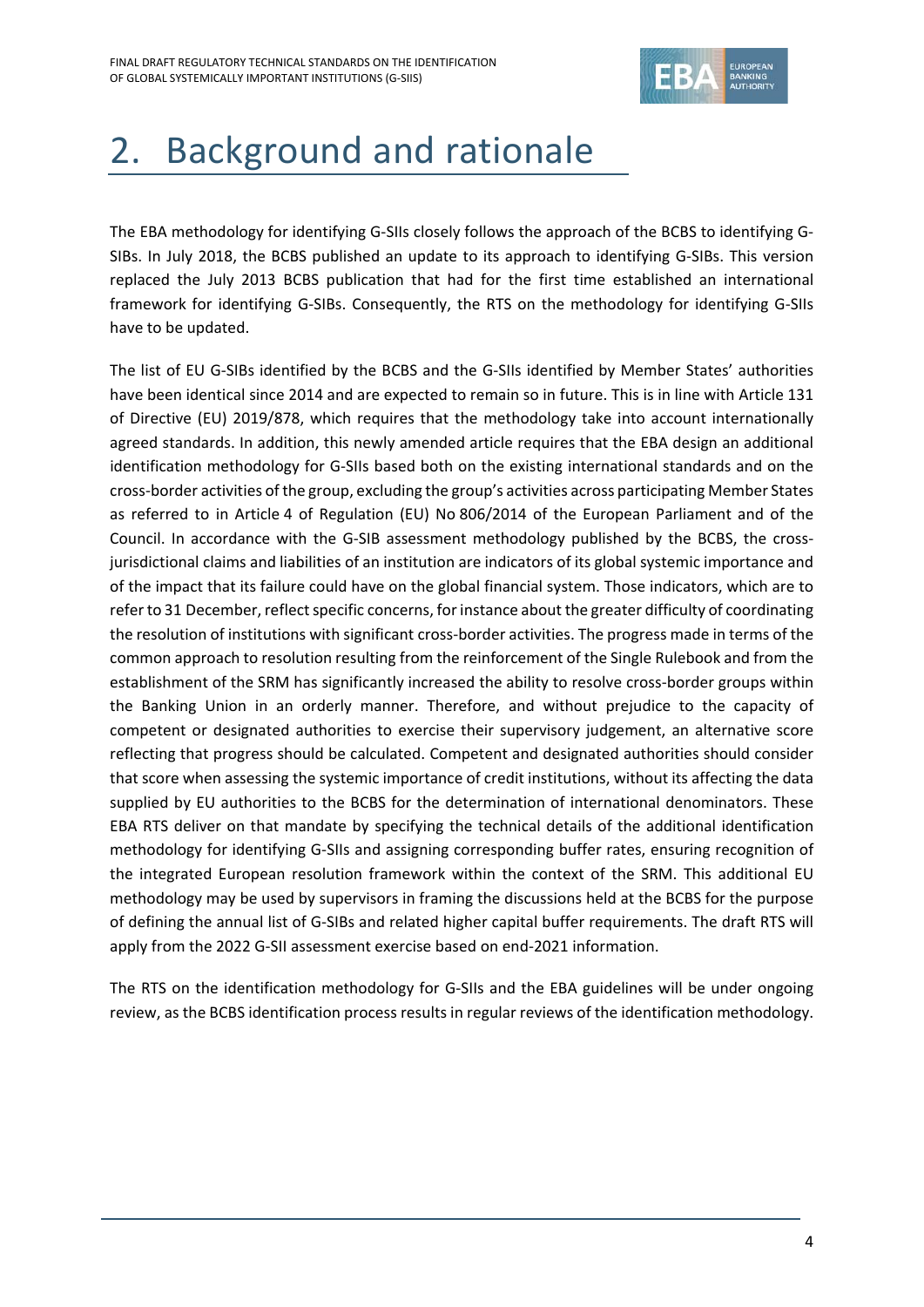# 2. Background and rationale

The EBA methodology for identifying G-SIIs closely follows the approach of the BCBS to identifying G-SIBs. In July 2018, the BCBS published an update to its approach to identifying G-SIBs. This version replaced the July 2013 BCBS publication that had for the first time established an international framework for identifying G-SIBs. Consequently, the RTS on the methodology for identifying G-SIIs have to be updated.

The list of EU G-SIBs identified by the BCBS and the G-SIIs identified by Member States' authorities have been identical since 2014 and are expected to remain so in future. This is in line with Article 131 of Directive (EU) 2019/878, which requires that the methodology take into account internationally agreed standards. In addition, this newly amended article requires that the EBA design an additional identification methodology for G-SIIs based both on the existing international standards and on the cross-border activities of the group, excluding the group's activities across participating Member States as referred to in Article 4 of Regulation (EU) No 806/2014 of the European Parliament and of the Council. In accordance with the G-SIB assessment methodology published by the BCBS, the cross-jurisdictional claims and liabilities of an institution are indicators of its global systemic importance and of the impact that its failure could have on the global financial system. Those indicators, which are to refer to 31 December, reflect specific concerns, for instance about the greater difficulty of coordinating the resolution of institutions with significant cross-border activities. The progress made in terms of the common approach to resolution resulting from the reinforcement of the Single Rulebook and from the establishment of the SRM has significantly increased the ability to resolve cross-border groups within the Banking Union in an orderly manner. Therefore, and without prejudice to the capacity of competent or designated authorities to exercise their supervisory judgement, an alternative score reflecting that progress should be calculated. Competent and designated authorities should consider that score when assessing the systemic importance of credit institutions, without its affecting the data supplied by EU authorities to the BCBS for the determination of international denominators. These EBA RTS deliver on that mandate by specifying the technical details of the additional identification methodology for identifying G-SIIs and assigning corresponding buffer rates, ensuring recognition of the integrated European resolution framework within the context of the SRM. This additional EU methodology may be used by supervisors in framing the discussions held at the BCBS for the purpose of defining the annual list of G-SIBs and related higher capital buffer requirements. The draft RTS will apply from the 2022 G-SII assessment exercise based on end-2021 information.

The RTS on the identification methodology for G-SIIs and the EBA guidelines will be under ongoing review, as the BCBS identification process results in regular reviews of the identification methodology.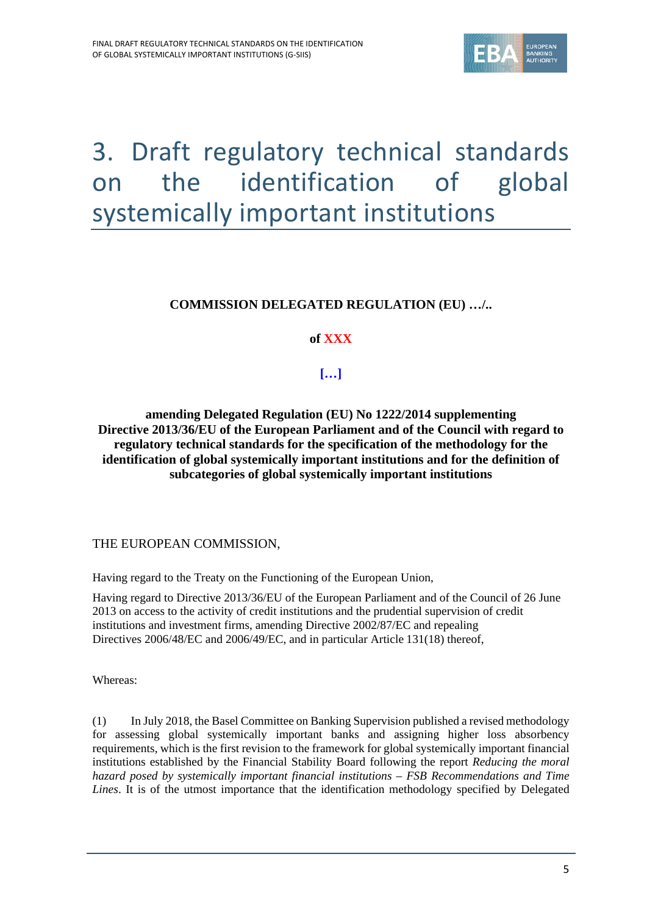# 3. Draft regulatory technical standards on the identification of global systemically important institutions

**COMMISSION DELEGATED REGULATION (EU) …/..**

**of XXX**

**[…]**

**amending Delegated Regulation (EU) No 1222/2014 supplementing Directive 2013/36/EU of the European Parliament and of the Council with regard to regulatory technical standards for the specification of the methodology for the identification of global systemically important institutions and for the definition of subcategories of global systemically important institutions**

THE EUROPEAN COMMISSION,

Having regard to the Treaty on the Functioning of the European Union,

Having regard to Directive 2013/36/EU of the European Parliament and of the Council of 26 June 2013 on access to the activity of credit institutions and the prudential supervision of credit institutions and investment firms, amending Directive 2002/87/EC and repealing Directives 2006/48/EC and 2006/49/EC, and in particular Article 131(18) thereof,

Whereas:

(1) In July 2018, the Basel Committee on Banking Supervision published a revised methodology for assessing global systemically important banks and assigning higher loss absorbency requirements, which is the first revision to the framework for global systemically important financial institutions established by the Financial Stability Board following the report *Reducing the moral hazard posed by systemically important financial institutions – FSB Recommendations and Time Lines*. It is of the utmost importance that the identification methodology specified by Delegated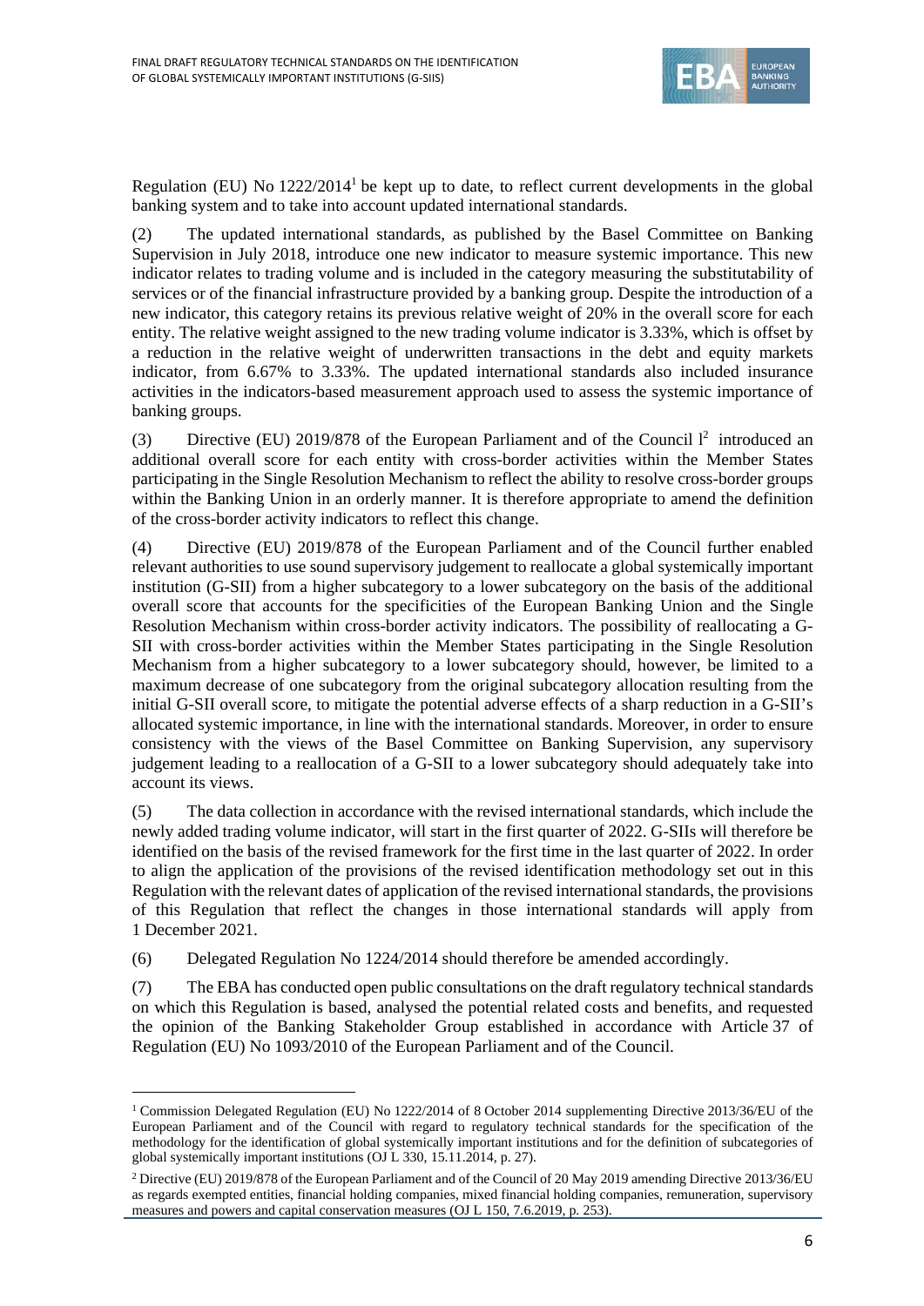Regulation (EU) No 1222/2014[1] be kept up to date, to reflect current developments in the global banking system and to take into account updated international standards.

(2) The updated international standards, as published by the Basel Committee on Banking Supervision in July 2018, introduce one new indicator to measure systemic importance. This new indicator relates to trading volume and is included in the category measuring the substitutability of services or of the financial infrastructure provided by a banking group. Despite the introduction of a new indicator, this category retains its previous relative weight of 20% in the overall score for each entity. The relative weight assigned to the new trading volume indicator is 3.33%, which is offset by a reduction in the relative weight of underwritten transactions in the debt and equity markets indicator, from 6.67% to 3.33%. The updated international standards also included insurance activities in the indicators-based measurement approach used to assess the systemic importance of banking groups.

(3) Directive (EU) 2019/878 of the European Parliament and of the Council l[2] introduced an additional overall score for each entity with cross-border activities within the Member States participating in the Single Resolution Mechanism to reflect the ability to resolve cross-border groups within the Banking Union in an orderly manner. It is therefore appropriate to amend the definition of the cross-border activity indicators to reflect this change.

(4) Directive (EU) 2019/878 of the European Parliament and of the Council further enabled relevant authorities to use sound supervisory judgement to reallocate a global systemically important institution (G-SII) from a higher subcategory to a lower subcategory on the basis of the additional overall score that accounts for the specificities of the European Banking Union and the Single Resolution Mechanism within cross-border activity indicators. The possibility of reallocating a G-SII with cross-border activities within the Member States participating in the Single Resolution Mechanism from a higher subcategory to a lower subcategory should, however, be limited to a maximum decrease of one subcategory from the original subcategory allocation resulting from the initial G-SII overall score, to mitigate the potential adverse effects of a sharp reduction in a G-SII's allocated systemic importance, in line with the international standards. Moreover, in order to ensure consistency with the views of the Basel Committee on Banking Supervision, any supervisory judgement leading to a reallocation of a G-SII to a lower subcategory should adequately take into account its views.

(5) The data collection in accordance with the revised international standards, which include the newly added trading volume indicator, will start in the first quarter of 2022. G-SIIs will therefore be identified on the basis of the revised framework for the first time in the last quarter of 2022. In order to align the application of the provisions of the revised identification methodology set out in this Regulation with the relevant dates of application of the revised international standards, the provisions of this Regulation that reflect the changes in those international standards will apply from 1 December 2021.

(6) Delegated Regulation No 1224/2014 should therefore be amended accordingly.

(7) The EBA has conducted open public consultations on the draft regulatory technical standards on which this Regulation is based, analysed the potential related costs and benefits, and requested the opinion of the Banking Stakeholder Group established in accordance with Article 37 of Regulation (EU) No 1093/2010 of the European Parliament and of the Council.

[1] Commission Delegated Regulation (EU) No 1222/2014 of 8 October 2014 supplementing Directive 2013/36/EU of the European Parliament and of the Council with regard to regulatory technical standards for the specification of the methodology for the identification of global systemically important institutions and for the definition of subcategories of global systemically important institutions (OJ L 330, 15.11.2014, p. 27).

[2] Directive (EU) 2019/878 of the European Parliament and of the Council of 20 May 2019 amending Directive 2013/36/EU as regards exempted entities, financial holding companies, mixed financial holding companies, remuneration, supervisory measures and powers and capital conservation measures (OJ L 150, 7.6.2019, p. 253).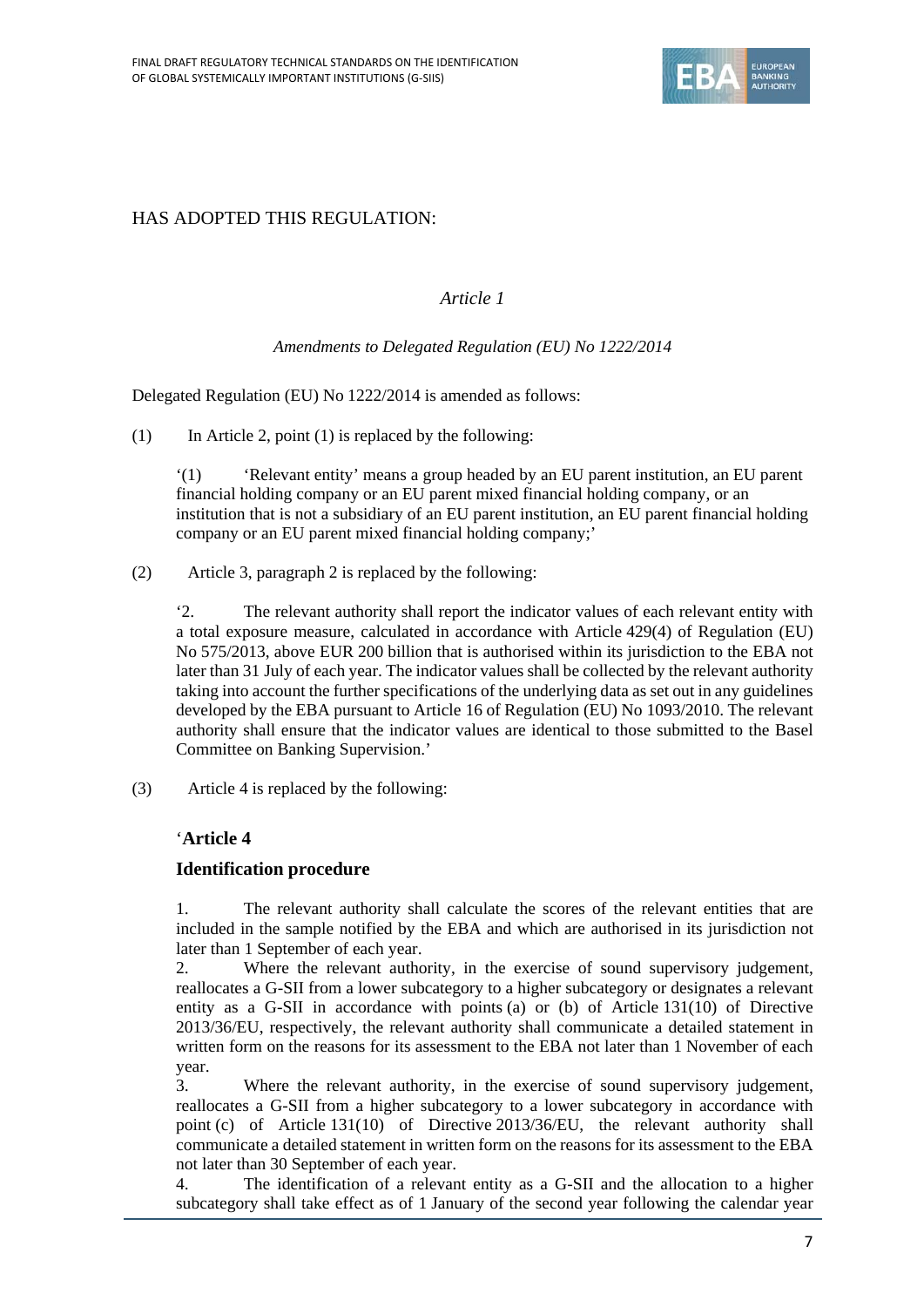HAS ADOPTED THIS REGULATION:

*Article 1*

*Amendments to Delegated Regulation (EU) No 1222/2014*

Delegated Regulation (EU) No 1222/2014 is amended as follows:

(1) In Article 2, point (1) is replaced by the following:

> '(1) 'Relevant entity' means a group headed by an EU parent institution, an EU parent financial holding company or an EU parent mixed financial holding company, or an institution that is not a subsidiary of an EU parent institution, an EU parent financial holding company or an EU parent mixed financial holding company;'

(2) Article 3, paragraph 2 is replaced by the following:

> '2. The relevant authority shall report the indicator values of each relevant entity with a total exposure measure, calculated in accordance with Article 429(4) of Regulation (EU) No 575/2013, above EUR 200 billion that is authorised within its jurisdiction to the EBA not later than 31 July of each year. The indicator values shall be collected by the relevant authority taking into account the further specifications of the underlying data as set out in any guidelines developed by the EBA pursuant to Article 16 of Regulation (EU) No 1093/2010. The relevant authority shall ensure that the indicator values are identical to those submitted to the Basel Committee on Banking Supervision.'

(3) Article 4 is replaced by the following:

> '**Article 4**
>
> **Identification procedure**
>
> 1. The relevant authority shall calculate the scores of the relevant entities that are included in the sample notified by the EBA and which are authorised in its jurisdiction not later than 1 September of each year.
> 2. Where the relevant authority, in the exercise of sound supervisory judgement, reallocates a G-SII from a lower subcategory to a higher subcategory or designates a relevant entity as a G-SII in accordance with points (a) or (b) of Article 131(10) of Directive 2013/36/EU, respectively, the relevant authority shall communicate a detailed statement in written form on the reasons for its assessment to the EBA not later than 1 November of each year.
> 3. Where the relevant authority, in the exercise of sound supervisory judgement, reallocates a G-SII from a higher subcategory to a lower subcategory in accordance with point (c) of Article 131(10) of Directive 2013/36/EU, the relevant authority shall communicate a detailed statement in written form on the reasons for its assessment to the EBA not later than 30 September of each year.
> 4. The identification of a relevant entity as a G-SII and the allocation to a higher subcategory shall take effect as of 1 January of the second year following the calendar year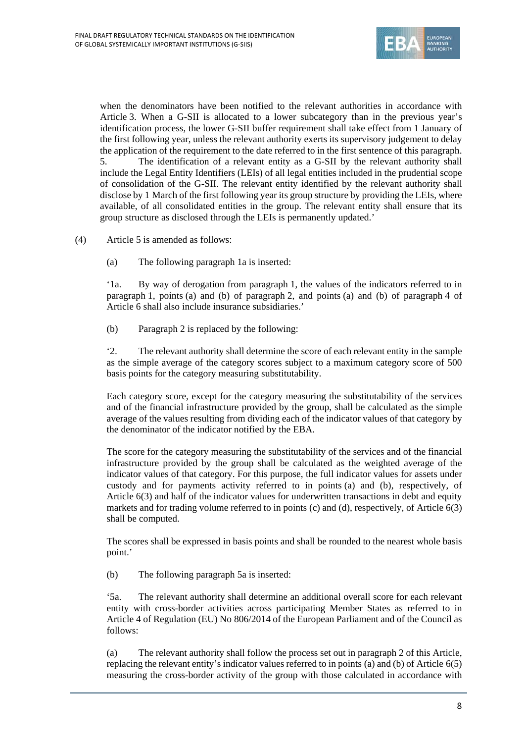when the denominators have been notified to the relevant authorities in accordance with Article 3. When a G-SII is allocated to a lower subcategory than in the previous year's identification process, the lower G-SII buffer requirement shall take effect from 1 January of the first following year, unless the relevant authority exerts its supervisory judgement to delay the application of the requirement to the date referred to in the first sentence of this paragraph.

5. The identification of a relevant entity as a G-SII by the relevant authority shall include the Legal Entity Identifiers (LEIs) of all legal entities included in the prudential scope of consolidation of the G-SII. The relevant entity identified by the relevant authority shall disclose by 1 March of the first following year its group structure by providing the LEIs, where available, of all consolidated entities in the group. The relevant entity shall ensure that its group structure as disclosed through the LEIs is permanently updated.'

(4) Article 5 is amended as follows:

(a) The following paragraph 1a is inserted:

'1a. By way of derogation from paragraph 1, the values of the indicators referred to in paragraph 1, points (a) and (b) of paragraph 2, and points (a) and (b) of paragraph 4 of Article 6 shall also include insurance subsidiaries.'

(b) Paragraph 2 is replaced by the following:

'2. The relevant authority shall determine the score of each relevant entity in the sample as the simple average of the category scores subject to a maximum category score of 500 basis points for the category measuring substitutability.

Each category score, except for the category measuring the substitutability of the services and of the financial infrastructure provided by the group, shall be calculated as the simple average of the values resulting from dividing each of the indicator values of that category by the denominator of the indicator notified by the EBA.

The score for the category measuring the substitutability of the services and of the financial infrastructure provided by the group shall be calculated as the weighted average of the indicator values of that category. For this purpose, the full indicator values for assets under custody and for payments activity referred to in points (a) and (b), respectively, of Article 6(3) and half of the indicator values for underwritten transactions in debt and equity markets and for trading volume referred to in points (c) and (d), respectively, of Article 6(3) shall be computed.

The scores shall be expressed in basis points and shall be rounded to the nearest whole basis point.'

(b) The following paragraph 5a is inserted:

'5a. The relevant authority shall determine an additional overall score for each relevant entity with cross-border activities across participating Member States as referred to in Article 4 of Regulation (EU) No 806/2014 of the European Parliament and of the Council as follows:

(a) The relevant authority shall follow the process set out in paragraph 2 of this Article, replacing the relevant entity's indicator values referred to in points (a) and (b) of Article 6(5) measuring the cross-border activity of the group with those calculated in accordance with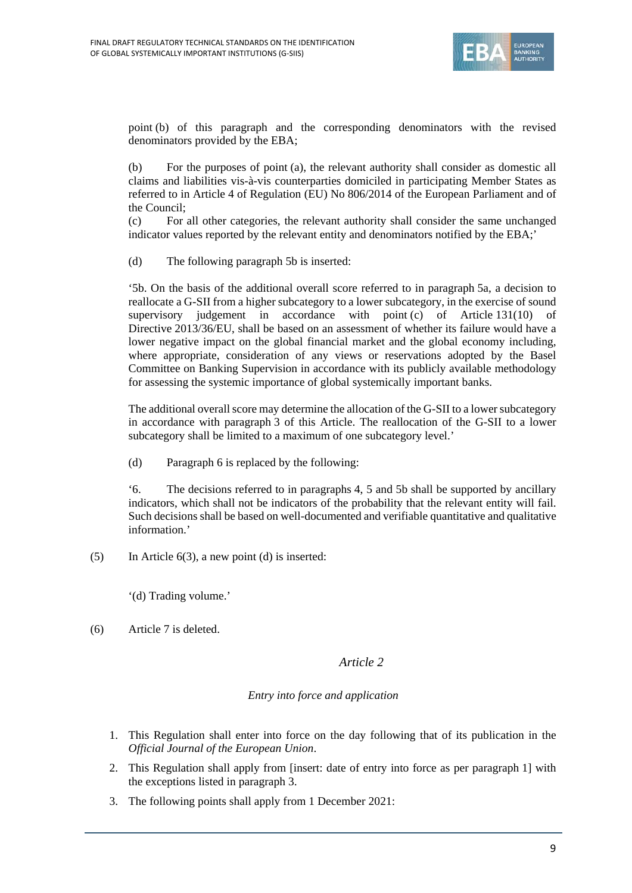point (b) of this paragraph and the corresponding denominators with the revised denominators provided by the EBA;

(b) For the purposes of point (a), the relevant authority shall consider as domestic all claims and liabilities vis-à-vis counterparties domiciled in participating Member States as referred to in Article 4 of Regulation (EU) No 806/2014 of the European Parliament and of the Council;

(c) For all other categories, the relevant authority shall consider the same unchanged indicator values reported by the relevant entity and denominators notified by the EBA;'

(d) The following paragraph 5b is inserted:

'5b. On the basis of the additional overall score referred to in paragraph 5a, a decision to reallocate a G-SII from a higher subcategory to a lower subcategory, in the exercise of sound supervisory judgement in accordance with point (c) of Article 131(10) of Directive 2013/36/EU, shall be based on an assessment of whether its failure would have a lower negative impact on the global financial market and the global economy including, where appropriate, consideration of any views or reservations adopted by the Basel Committee on Banking Supervision in accordance with its publicly available methodology for assessing the systemic importance of global systemically important banks.

The additional overall score may determine the allocation of the G-SII to a lower subcategory in accordance with paragraph 3 of this Article. The reallocation of the G-SII to a lower subcategory shall be limited to a maximum of one subcategory level.'

(d) Paragraph 6 is replaced by the following:

'6. The decisions referred to in paragraphs 4, 5 and 5b shall be supported by ancillary indicators, which shall not be indicators of the probability that the relevant entity will fail. Such decisions shall be based on well-documented and verifiable quantitative and qualitative information.'

(5) In Article 6(3), a new point (d) is inserted:

'(d) Trading volume.'

(6) Article 7 is deleted.

*Article 2*

*Entry into force and application*

1. This Regulation shall enter into force on the day following that of its publication in the *Official Journal of the European Union*.
2. This Regulation shall apply from [insert: date of entry into force as per paragraph 1] with the exceptions listed in paragraph 3.
3. The following points shall apply from 1 December 2021: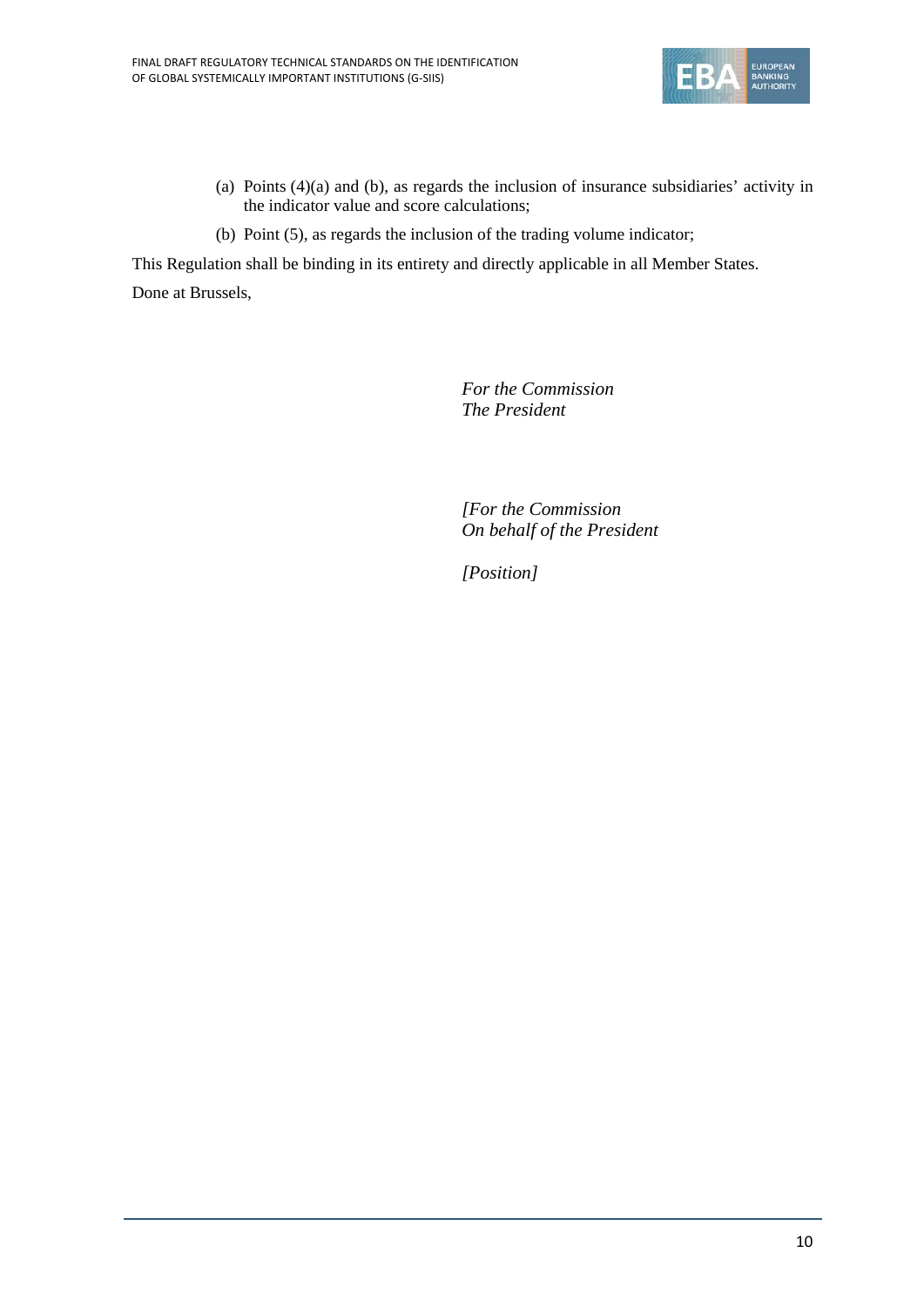(a) Points (4)(a) and (b), as regards the inclusion of insurance subsidiaries' activity in the indicator value and score calculations;

(b) Point (5), as regards the inclusion of the trading volume indicator;

This Regulation shall be binding in its entirety and directly applicable in all Member States.

Done at Brussels,

*For the Commission*
*The President*

*[For the Commission*
*On behalf of the President*

*[Position]*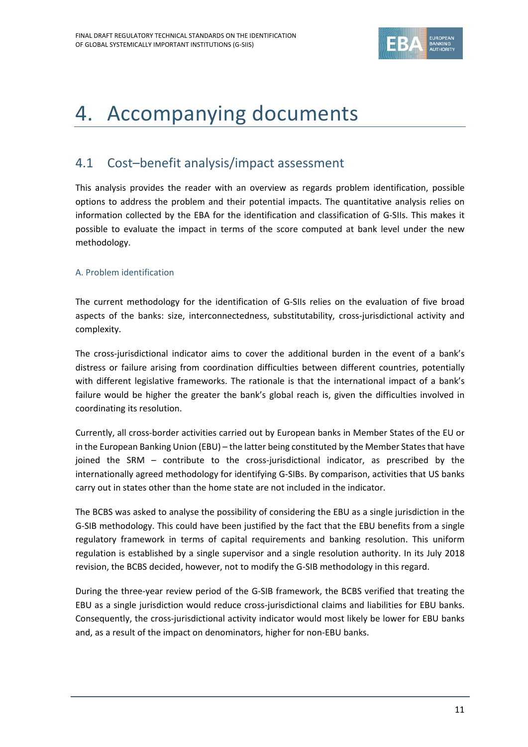# 4. Accompanying documents

## 4.1 Cost–benefit analysis/impact assessment

This analysis provides the reader with an overview as regards problem identification, possible options to address the problem and their potential impacts. The quantitative analysis relies on information collected by the EBA for the identification and classification of G-SIIs. This makes it possible to evaluate the impact in terms of the score computed at bank level under the new methodology.

### A. Problem identification

The current methodology for the identification of G-SIIs relies on the evaluation of five broad aspects of the banks: size, interconnectedness, substitutability, cross-jurisdictional activity and complexity.

The cross-jurisdictional indicator aims to cover the additional burden in the event of a bank's distress or failure arising from coordination difficulties between different countries, potentially with different legislative frameworks. The rationale is that the international impact of a bank's failure would be higher the greater the bank's global reach is, given the difficulties involved in coordinating its resolution.

Currently, all cross-border activities carried out by European banks in Member States of the EU or in the European Banking Union (EBU) – the latter being constituted by the Member States that have joined the SRM – contribute to the cross-jurisdictional indicator, as prescribed by the internationally agreed methodology for identifying G-SIBs. By comparison, activities that US banks carry out in states other than the home state are not included in the indicator.

The BCBS was asked to analyse the possibility of considering the EBU as a single jurisdiction in the G-SIB methodology. This could have been justified by the fact that the EBU benefits from a single regulatory framework in terms of capital requirements and banking resolution. This uniform regulation is established by a single supervisor and a single resolution authority. In its July 2018 revision, the BCBS decided, however, not to modify the G-SIB methodology in this regard.

During the three-year review period of the G-SIB framework, the BCBS verified that treating the EBU as a single jurisdiction would reduce cross-jurisdictional claims and liabilities for EBU banks. Consequently, the cross-jurisdictional activity indicator would most likely be lower for EBU banks and, as a result of the impact on denominators, higher for non-EBU banks.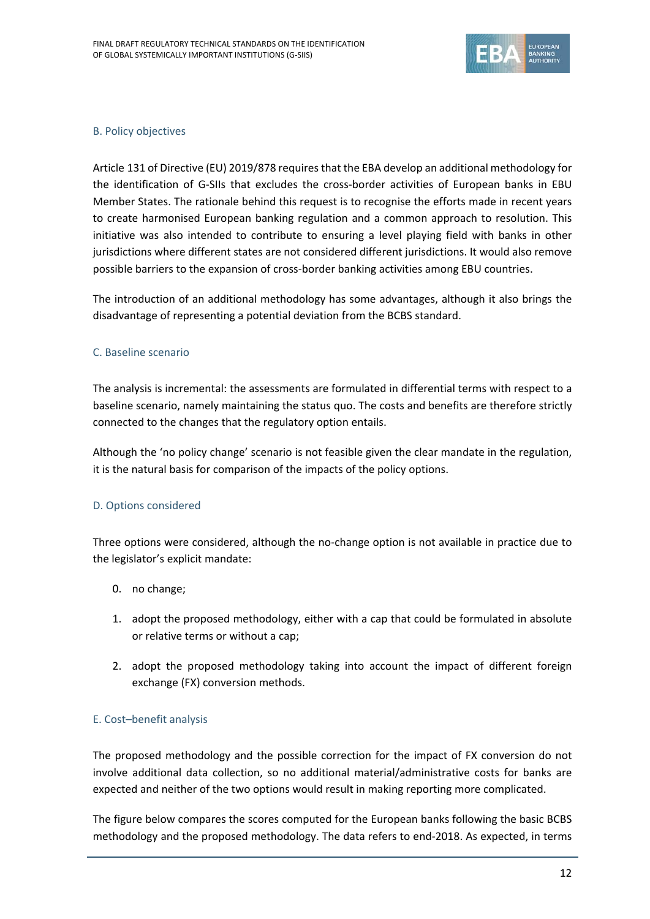### B. Policy objectives

Article 131 of Directive (EU) 2019/878 requires that the EBA develop an additional methodology for the identification of G-SIIs that excludes the cross-border activities of European banks in EBU Member States. The rationale behind this request is to recognise the efforts made in recent years to create harmonised European banking regulation and a common approach to resolution. This initiative was also intended to contribute to ensuring a level playing field with banks in other jurisdictions where different states are not considered different jurisdictions. It would also remove possible barriers to the expansion of cross-border banking activities among EBU countries.

The introduction of an additional methodology has some advantages, although it also brings the disadvantage of representing a potential deviation from the BCBS standard.

### C. Baseline scenario

The analysis is incremental: the assessments are formulated in differential terms with respect to a baseline scenario, namely maintaining the status quo. The costs and benefits are therefore strictly connected to the changes that the regulatory option entails.

Although the 'no policy change' scenario is not feasible given the clear mandate in the regulation, it is the natural basis for comparison of the impacts of the policy options.

### D. Options considered

Three options were considered, although the no-change option is not available in practice due to the legislator's explicit mandate:

0. no change;
1. adopt the proposed methodology, either with a cap that could be formulated in absolute or relative terms or without a cap;
2. adopt the proposed methodology taking into account the impact of different foreign exchange (FX) conversion methods.

### E. Cost–benefit analysis

The proposed methodology and the possible correction for the impact of FX conversion do not involve additional data collection, so no additional material/administrative costs for banks are expected and neither of the two options would result in making reporting more complicated.

The figure below compares the scores computed for the European banks following the basic BCBS methodology and the proposed methodology. The data refers to end-2018. As expected, in terms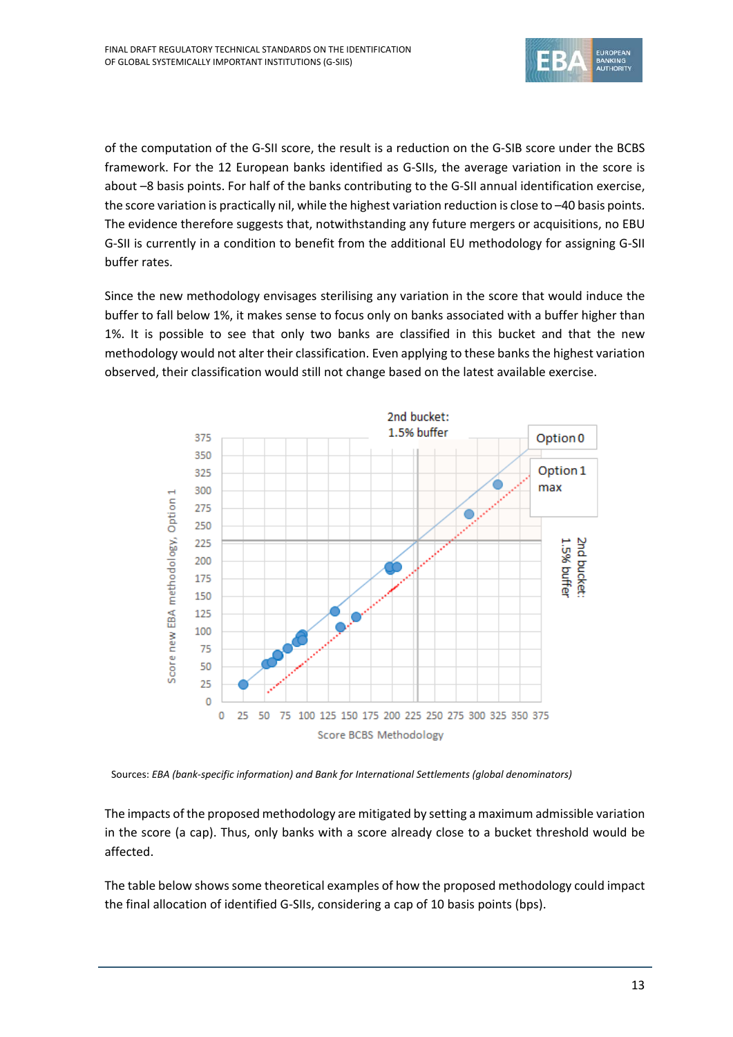of the computation of the G-SII score, the result is a reduction on the G-SIB score under the BCBS framework. For the 12 European banks identified as G-SIIs, the average variation in the score is about –8 basis points. For half of the banks contributing to the G-SII annual identification exercise, the score variation is practically nil, while the highest variation reduction is close to –40 basis points. The evidence therefore suggests that, notwithstanding any future mergers or acquisitions, no EBU G-SII is currently in a condition to benefit from the additional EU methodology for assigning G-SII buffer rates.

Since the new methodology envisages sterilising any variation in the score that would induce the buffer to fall below 1%, it makes sense to focus only on banks associated with a buffer higher than 1%. It is possible to see that only two banks are classified in this bucket and that the new methodology would not alter their classification. Even applying to these banks the highest variation observed, their classification would still not change based on the latest available exercise.

Sources: *EBA (bank-specific information) and Bank for International Settlements (global denominators)*

The impacts of the proposed methodology are mitigated by setting a maximum admissible variation in the score (a cap). Thus, only banks with a score already close to a bucket threshold would be affected.

The table below shows some theoretical examples of how the proposed methodology could impact the final allocation of identified G-SIIs, considering a cap of 10 basis points (bps).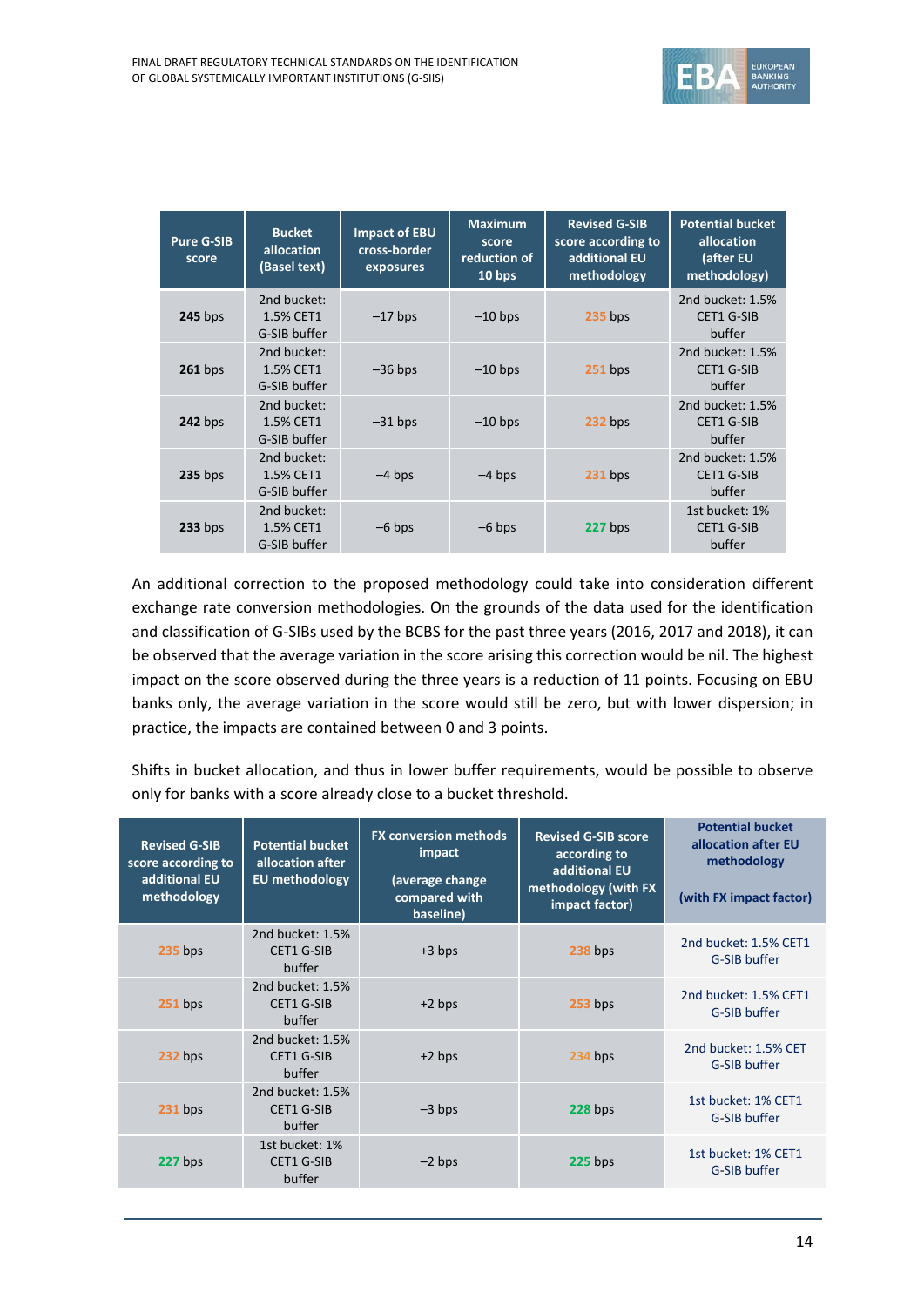| Pure G-SIB score | Bucket allocation (Basel text) | Impact of EBU cross-border exposures | Maximum score reduction of 10 bps | Revised G-SIB score according to additional EU methodology | Potential bucket allocation (after EU methodology) |
|---|---|---|---|---|---|
| **245** bps | 2nd bucket: 1.5% CET1 G-SIB buffer | −17 bps | −10 bps | 235 bps | 2nd bucket: 1.5% CET1 G-SIB buffer |
| **261** bps | 2nd bucket: 1.5% CET1 G-SIB buffer | −36 bps | −10 bps | 251 bps | 2nd bucket: 1.5% CET1 G-SIB buffer |
| **242** bps | 2nd bucket: 1.5% CET1 G-SIB buffer | −31 bps | −10 bps | 232 bps | 2nd bucket: 1.5% CET1 G-SIB buffer |
| **235** bps | 2nd bucket: 1.5% CET1 G-SIB buffer | −4 bps | −4 bps | 231 bps | 2nd bucket: 1.5% CET1 G-SIB buffer |
| **233** bps | 2nd bucket: 1.5% CET1 G-SIB buffer | −6 bps | −6 bps | 227 bps | 1st bucket: 1% CET1 G-SIB buffer |

An additional correction to the proposed methodology could take into consideration different exchange rate conversion methodologies. On the grounds of the data used for the identification and classification of G-SIBs used by the BCBS for the past three years (2016, 2017 and 2018), it can be observed that the average variation in the score arising this correction would be nil. The highest impact on the score observed during the three years is a reduction of 11 points. Focusing on EBU banks only, the average variation in the score would still be zero, but with lower dispersion; in practice, the impacts are contained between 0 and 3 points.

Shifts in bucket allocation, and thus in lower buffer requirements, would be possible to observe only for banks with a score already close to a bucket threshold.

| Revised G-SIB score according to additional EU methodology | Potential bucket allocation after EU methodology | FX conversion methods impact (average change compared with baseline) | Revised G-SIB score according to additional EU methodology (with FX impact factor) | Potential bucket allocation after EU methodology (with FX impact factor) |
|---|---|---|---|---|
| 235 bps | 2nd bucket: 1.5% CET1 G-SIB buffer | +3 bps | 238 bps | 2nd bucket: 1.5% CET1 G-SIB buffer |
| 251 bps | 2nd bucket: 1.5% CET1 G-SIB buffer | +2 bps | 253 bps | 2nd bucket: 1.5% CET1 G-SIB buffer |
| 232 bps | 2nd bucket: 1.5% CET1 G-SIB buffer | +2 bps | 234 bps | 2nd bucket: 1.5% CET G-SIB buffer |
| 231 bps | 2nd bucket: 1.5% CET1 G-SIB buffer | −3 bps | 228 bps | 1st bucket: 1% CET1 G-SIB buffer |
| 227 bps | 1st bucket: 1% CET1 G-SIB buffer | −2 bps | 225 bps | 1st bucket: 1% CET1 G-SIB buffer |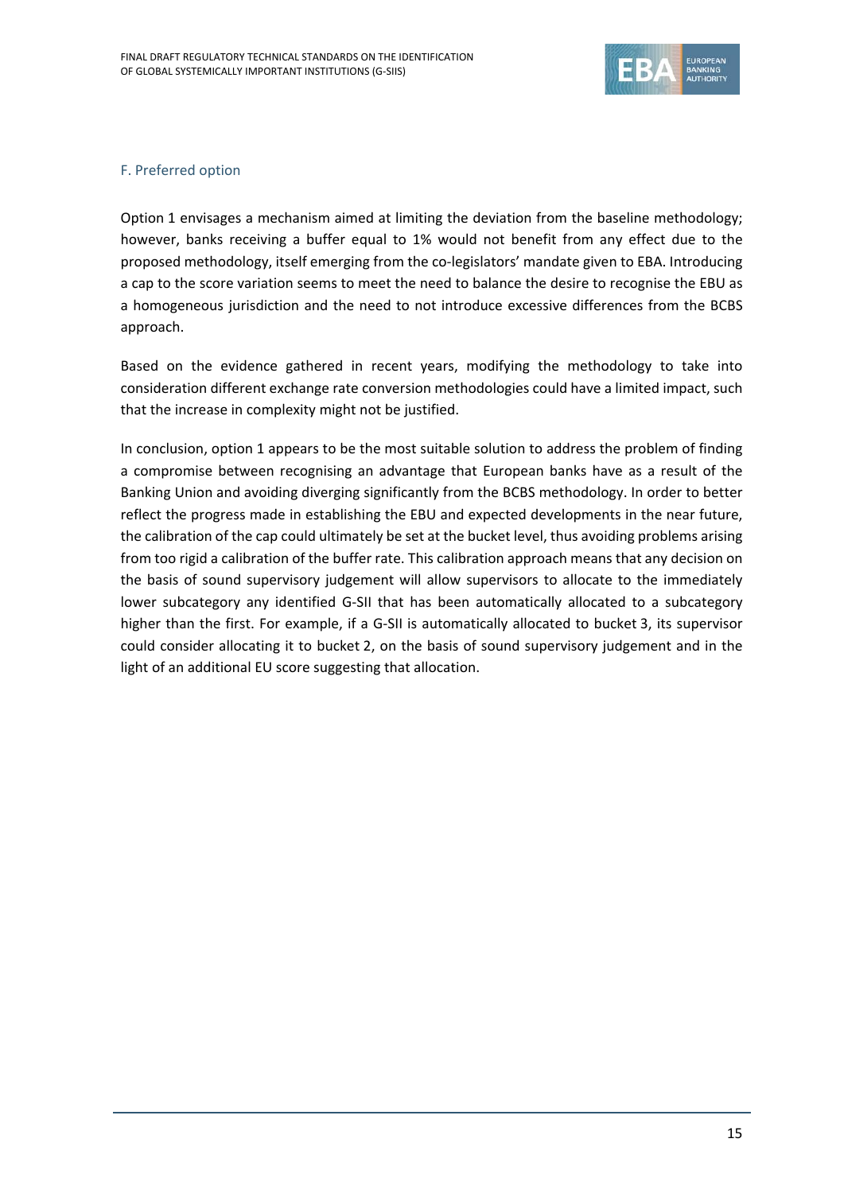### F. Preferred option

Option 1 envisages a mechanism aimed at limiting the deviation from the baseline methodology; however, banks receiving a buffer equal to 1% would not benefit from any effect due to the proposed methodology, itself emerging from the co-legislators' mandate given to EBA. Introducing a cap to the score variation seems to meet the need to balance the desire to recognise the EBU as a homogeneous jurisdiction and the need to not introduce excessive differences from the BCBS approach.

Based on the evidence gathered in recent years, modifying the methodology to take into consideration different exchange rate conversion methodologies could have a limited impact, such that the increase in complexity might not be justified.

In conclusion, option 1 appears to be the most suitable solution to address the problem of finding a compromise between recognising an advantage that European banks have as a result of the Banking Union and avoiding diverging significantly from the BCBS methodology. In order to better reflect the progress made in establishing the EBU and expected developments in the near future, the calibration of the cap could ultimately be set at the bucket level, thus avoiding problems arising from too rigid a calibration of the buffer rate. This calibration approach means that any decision on the basis of sound supervisory judgement will allow supervisors to allocate to the immediately lower subcategory any identified G-SII that has been automatically allocated to a subcategory higher than the first. For example, if a G-SII is automatically allocated to bucket 3, its supervisor could consider allocating it to bucket 2, on the basis of sound supervisory judgement and in the light of an additional EU score suggesting that allocation.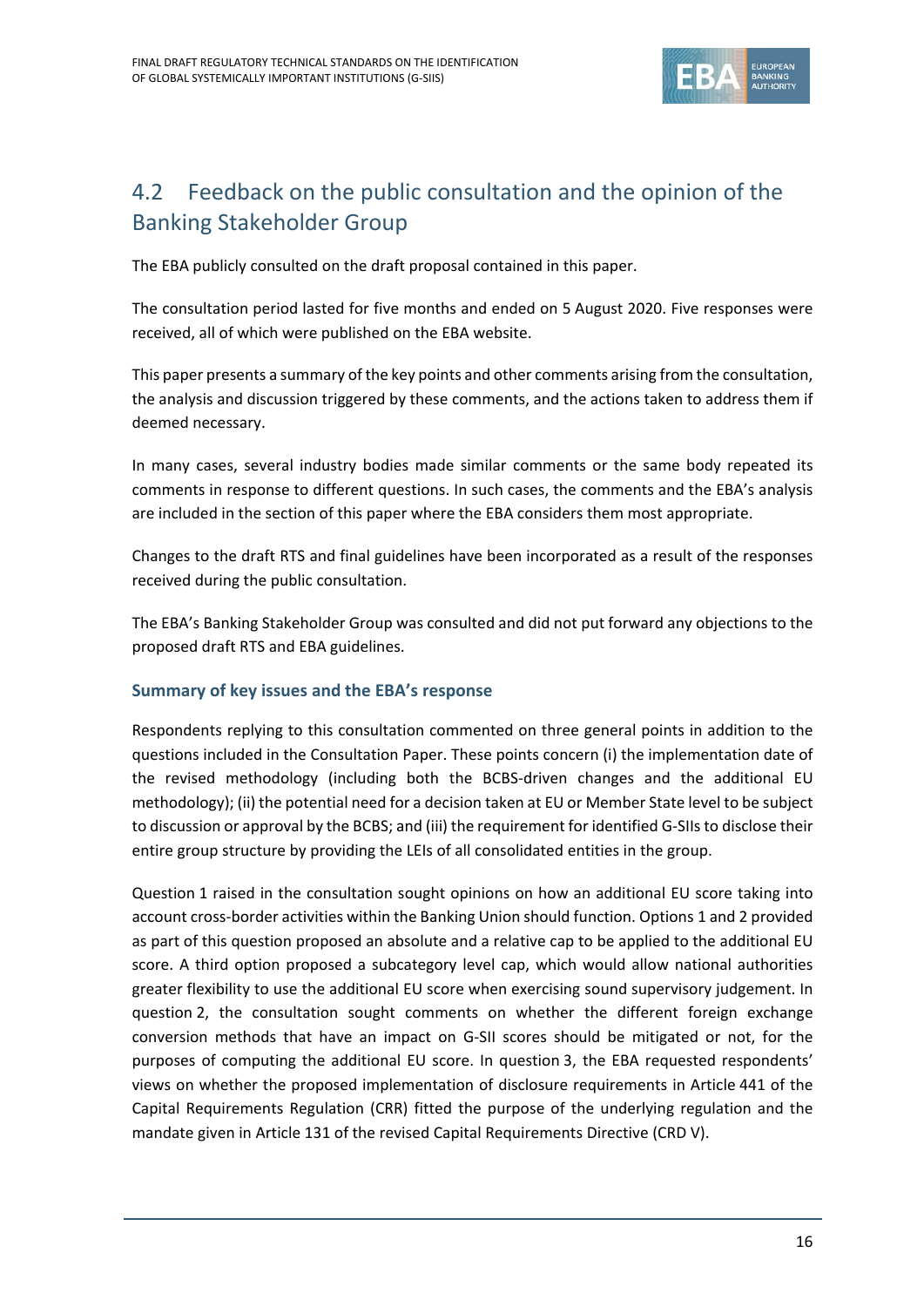## 4.2 Feedback on the public consultation and the opinion of the Banking Stakeholder Group

The EBA publicly consulted on the draft proposal contained in this paper.

The consultation period lasted for five months and ended on 5 August 2020. Five responses were received, all of which were published on the EBA website.

This paper presents a summary of the key points and other comments arising from the consultation, the analysis and discussion triggered by these comments, and the actions taken to address them if deemed necessary.

In many cases, several industry bodies made similar comments or the same body repeated its comments in response to different questions. In such cases, the comments and the EBA's analysis are included in the section of this paper where the EBA considers them most appropriate.

Changes to the draft RTS and final guidelines have been incorporated as a result of the responses received during the public consultation.

The EBA's Banking Stakeholder Group was consulted and did not put forward any objections to the proposed draft RTS and EBA guidelines.

### Summary of key issues and the EBA's response

Respondents replying to this consultation commented on three general points in addition to the questions included in the Consultation Paper. These points concern (i) the implementation date of the revised methodology (including both the BCBS-driven changes and the additional EU methodology); (ii) the potential need for a decision taken at EU or Member State level to be subject to discussion or approval by the BCBS; and (iii) the requirement for identified G-SIIs to disclose their entire group structure by providing the LEIs of all consolidated entities in the group.

Question 1 raised in the consultation sought opinions on how an additional EU score taking into account cross-border activities within the Banking Union should function. Options 1 and 2 provided as part of this question proposed an absolute and a relative cap to be applied to the additional EU score. A third option proposed a subcategory level cap, which would allow national authorities greater flexibility to use the additional EU score when exercising sound supervisory judgement. In question 2, the consultation sought comments on whether the different foreign exchange conversion methods that have an impact on G-SII scores should be mitigated or not, for the purposes of computing the additional EU score. In question 3, the EBA requested respondents' views on whether the proposed implementation of disclosure requirements in Article 441 of the Capital Requirements Regulation (CRR) fitted the purpose of the underlying regulation and the mandate given in Article 131 of the revised Capital Requirements Directive (CRD V).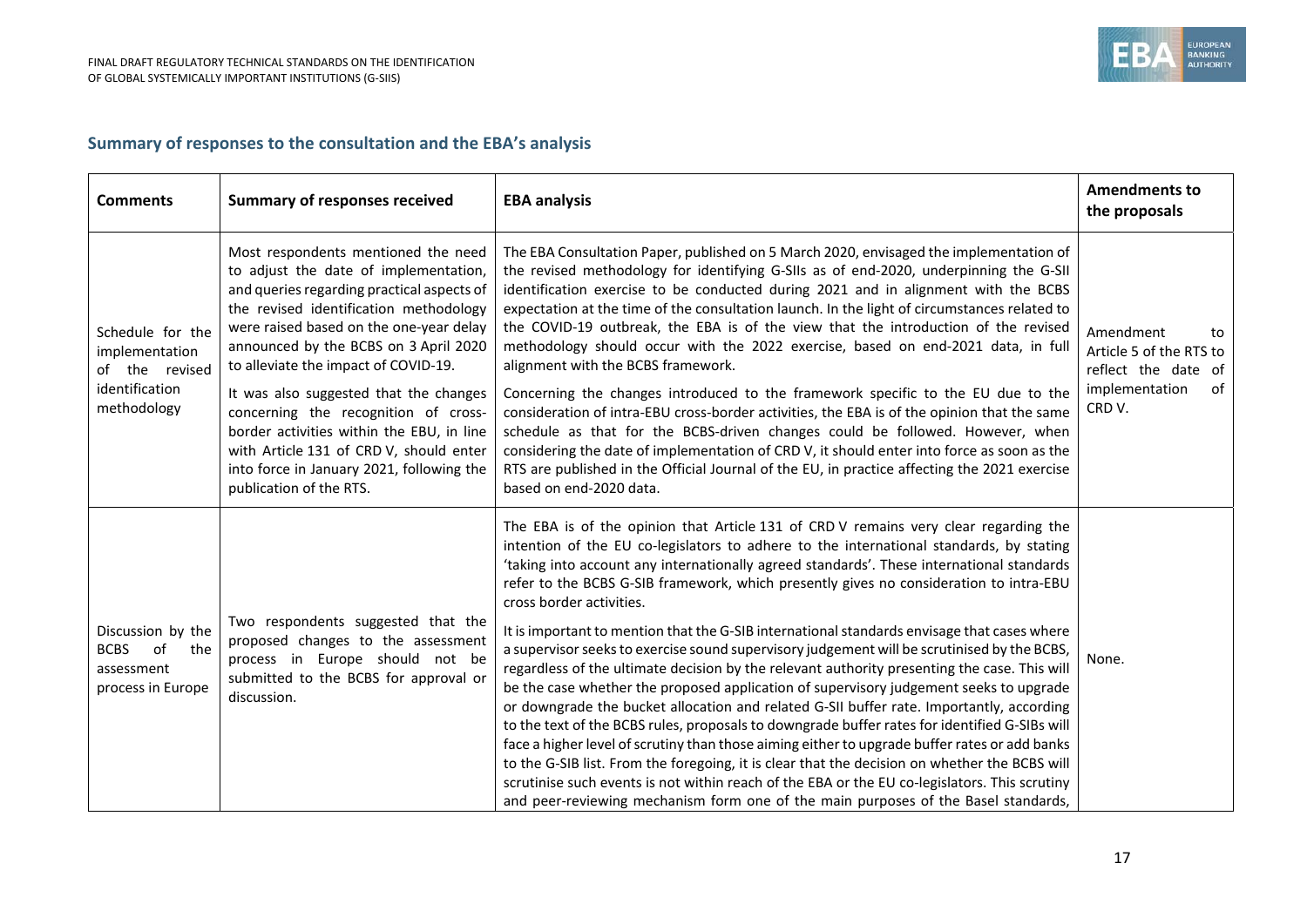## Summary of responses to the consultation and the EBA's analysis

| Comments | Summary of responses received | EBA analysis | Amendments to the proposals |
|---|---|---|---|
| Schedule for the implementation of the revised identification methodology | Most respondents mentioned the need to adjust the date of implementation, and queries regarding practical aspects of the revised identification methodology were raised based on the one-year delay announced by the BCBS on 3 April 2020 to alleviate the impact of COVID-19.<br><br>It was also suggested that the changes concerning the recognition of cross-border activities within the EBU, in line with Article 131 of CRD V, should enter into force in January 2021, following the publication of the RTS. | The EBA Consultation Paper, published on 5 March 2020, envisaged the implementation of the revised methodology for identifying G-SIIs as of end-2020, underpinning the G-SII identification exercise to be conducted during 2021 and in alignment with the BCBS expectation at the time of the consultation launch. In the light of circumstances related to the COVID-19 outbreak, the EBA is of the view that the introduction of the revised methodology should occur with the 2022 exercise, based on end-2021 data, in full alignment with the BCBS framework.<br><br>Concerning the changes introduced to the framework specific to the EU due to the consideration of intra-EBU cross-border activities, the EBA is of the opinion that the same schedule as that for the BCBS-driven changes could be followed. However, when considering the date of implementation of CRD V, it should enter into force as soon as the RTS are published in the Official Journal of the EU, in practice affecting the 2021 exercise based on end-2020 data. | Amendment to Article 5 of the RTS to reflect the date of implementation of CRD V. |
| Discussion by the BCBS of the assessment process in Europe | Two respondents suggested that the proposed changes to the assessment process in Europe should not be submitted to the BCBS for approval or discussion. | The EBA is of the opinion that Article 131 of CRD V remains very clear regarding the intention of the EU co-legislators to adhere to the international standards, by stating 'taking into account any internationally agreed standards'. These international standards refer to the BCBS G-SIB framework, which presently gives no consideration to intra-EBU cross border activities.<br><br>It is important to mention that the G-SIB international standards envisage that cases where a supervisor seeks to exercise sound supervisory judgement will be scrutinised by the BCBS, regardless of the ultimate decision by the relevant authority presenting the case. This will be the case whether the proposed application of supervisory judgement seeks to upgrade or downgrade the bucket allocation and related G-SII buffer rate. Importantly, according to the text of the BCBS rules, proposals to downgrade buffer rates for identified G-SIBs will face a higher level of scrutiny than those aiming either to upgrade buffer rates or add banks to the G-SIB list. From the foregoing, it is clear that the decision on whether the BCBS will scrutinise such events is not within reach of the EBA or the EU co-legislators. This scrutiny and peer-reviewing mechanism form one of the main purposes of the Basel standards, | None. |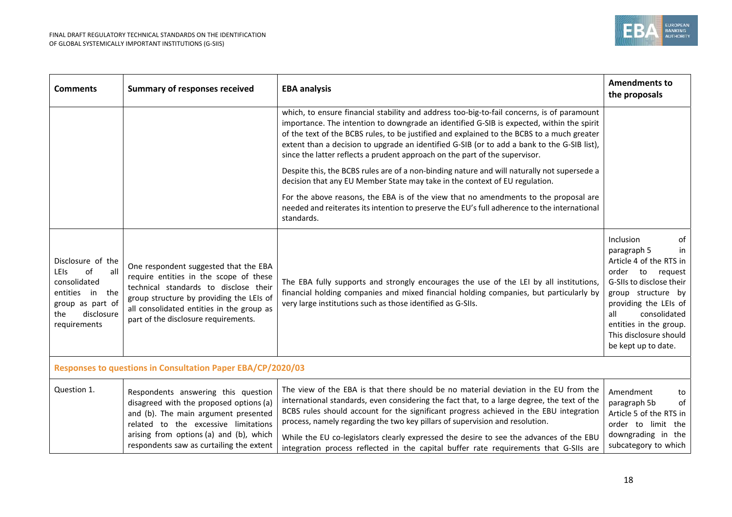| Comments | Summary of responses received | EBA analysis | Amendments to the proposals |
|---|---|---|---|
| | | which, to ensure financial stability and address too-big-to-fail concerns, is of paramount importance. The intention to downgrade an identified G-SIB is expected, within the spirit of the text of the BCBS rules, to be justified and explained to the BCBS to a much greater extent than a decision to upgrade an identified G-SIB (or to add a bank to the G-SIB list), since the latter reflects a prudent approach on the part of the supervisor.<br><br>Despite this, the BCBS rules are of a non-binding nature and will naturally not supersede a decision that any EU Member State may take in the context of EU regulation.<br><br>For the above reasons, the EBA is of the view that no amendments to the proposal are needed and reiterates its intention to preserve the EU's full adherence to the international standards. | |
| Disclosure of the LEIs of all consolidated entities in the group as part of the disclosure requirements | One respondent suggested that the EBA require entities in the scope of these technical standards to disclose their group structure by providing the LEIs of all consolidated entities in the group as part of the disclosure requirements. | The EBA fully supports and strongly encourages the use of the LEI by all institutions, financial holding companies and mixed financial holding companies, but particularly by very large institutions such as those identified as G-SIIs. | Inclusion of paragraph 5 in Article 4 of the RTS in order to request G-SIIs to disclose their group structure by providing the LEIs of all consolidated entities in the group. This disclosure should be kept up to date. |
| **Responses to questions in Consultation Paper EBA/CP/2020/03** | | | |
| Question 1. | Respondents answering this question disagreed with the proposed options (a) and (b). The main argument presented related to the excessive limitations arising from options (a) and (b), which respondents saw as curtailing the extent | The view of the EBA is that there should be no material deviation in the EU from the international standards, even considering the fact that, to a large degree, the text of the BCBS rules should account for the significant progress achieved in the EBU integration process, namely regarding the two key pillars of supervision and resolution.<br><br>While the EU co-legislators clearly expressed the desire to see the advances of the EBU integration process reflected in the capital buffer rate requirements that G-SIIs are | Amendment to paragraph 5b of Article 5 of the RTS in order to limit the downgrading in the subcategory to which |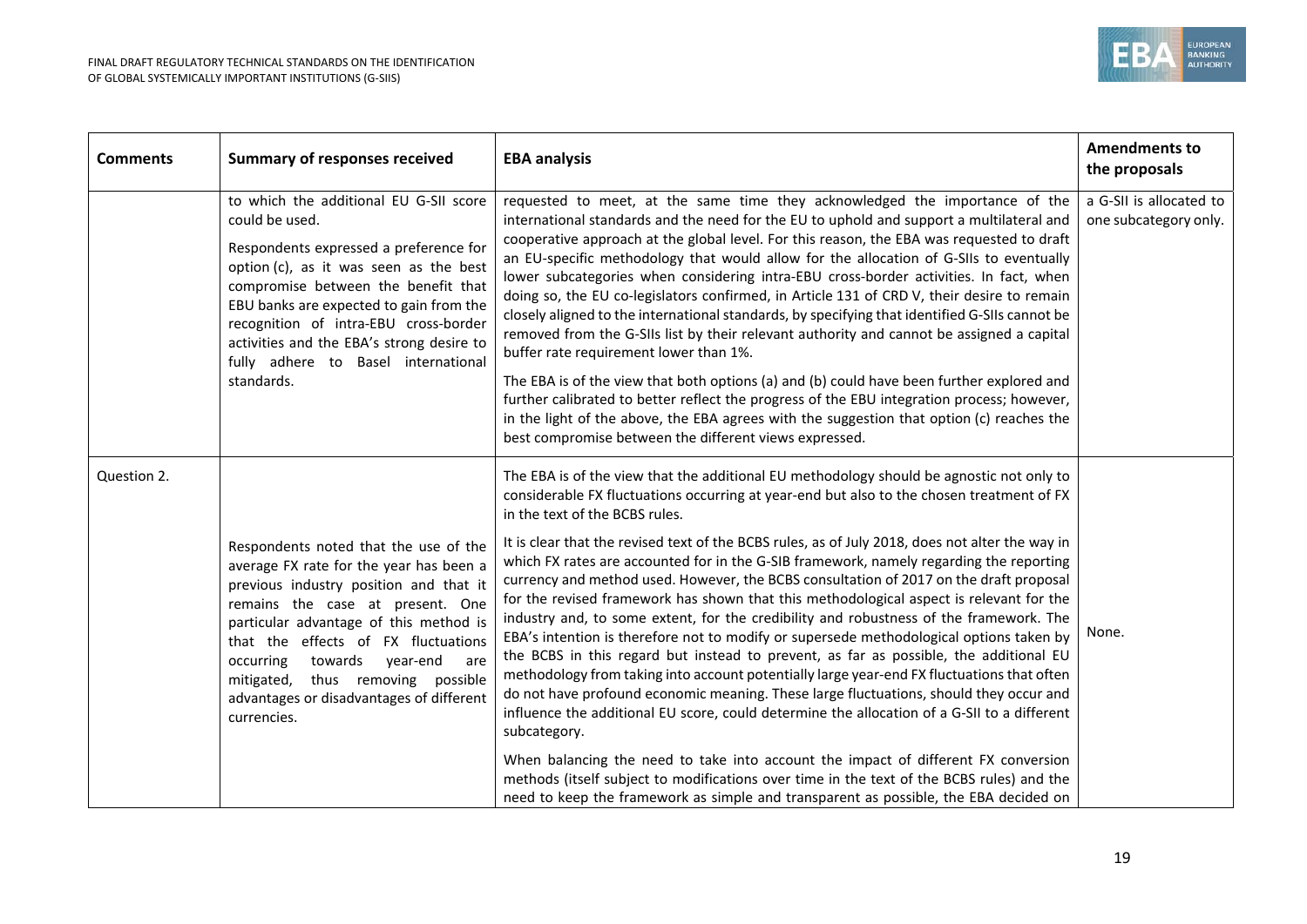| Comments | Summary of responses received | EBA analysis | Amendments to the proposals |
|---|---|---|---|
| | to which the additional EU G-SII score could be used.<br><br>Respondents expressed a preference for option (c), as it was seen as the best compromise between the benefit that EBU banks are expected to gain from the recognition of intra-EBU cross-border activities and the EBA's strong desire to fully adhere to Basel international standards. | requested to meet, at the same time they acknowledged the importance of the international standards and the need for the EU to uphold and support a multilateral and cooperative approach at the global level. For this reason, the EBA was requested to draft an EU-specific methodology that would allow for the allocation of G-SIIs to eventually lower subcategories when considering intra-EBU cross-border activities. In fact, when doing so, the EU co-legislators confirmed, in Article 131 of CRD V, their desire to remain closely aligned to the international standards, by specifying that identified G-SIIs cannot be removed from the G-SIIs list by their relevant authority and cannot be assigned a capital buffer rate requirement lower than 1%.<br><br>The EBA is of the view that both options (a) and (b) could have been further explored and further calibrated to better reflect the progress of the EBU integration process; however, in the light of the above, the EBA agrees with the suggestion that option (c) reaches the best compromise between the different views expressed. | a G-SII is allocated to one subcategory only. |
| Question 2. | Respondents noted that the use of the average FX rate for the year has been a previous industry position and that it remains the case at present. One particular advantage of this method is that the effects of FX fluctuations occurring towards year-end are mitigated, thus removing possible advantages or disadvantages of different currencies. | The EBA is of the view that the additional EU methodology should be agnostic not only to considerable FX fluctuations occurring at year-end but also to the chosen treatment of FX in the text of the BCBS rules.<br><br>It is clear that the revised text of the BCBS rules, as of July 2018, does not alter the way in which FX rates are accounted for in the G-SIB framework, namely regarding the reporting currency and method used. However, the BCBS consultation of 2017 on the draft proposal for the revised framework has shown that this methodological aspect is relevant for the industry and, to some extent, for the credibility and robustness of the framework. The EBA's intention is therefore not to modify or supersede methodological options taken by the BCBS in this regard but instead to prevent, as far as possible, the additional EU methodology from taking into account potentially large year-end FX fluctuations that often do not have profound economic meaning. These large fluctuations, should they occur and influence the additional EU score, could determine the allocation of a G-SII to a different subcategory.<br><br>When balancing the need to take into account the impact of different FX conversion methods (itself subject to modifications over time in the text of the BCBS rules) and the need to keep the framework as simple and transparent as possible, the EBA decided on | None. |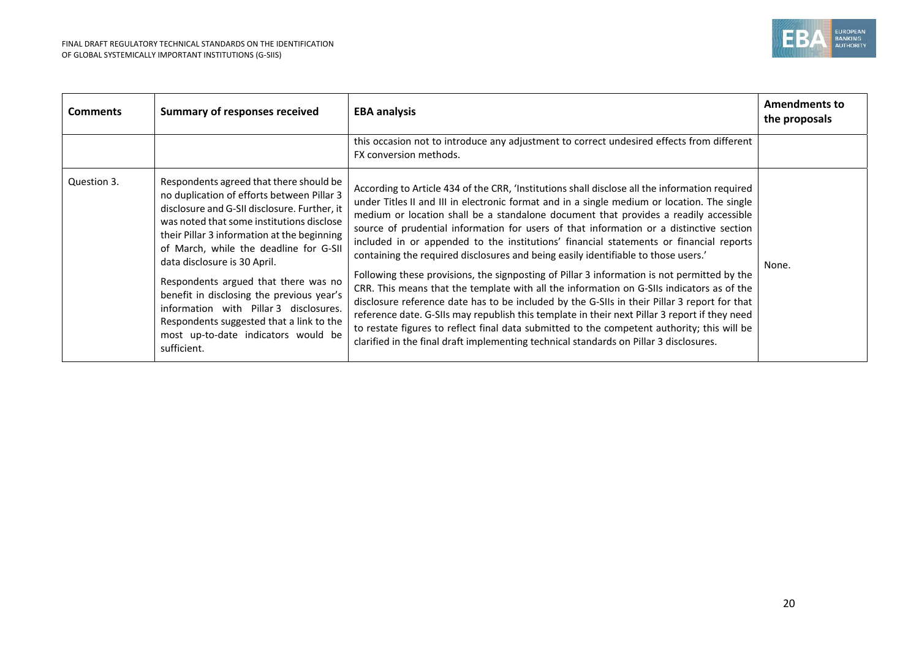| Comments | Summary of responses received | EBA analysis | Amendments to the proposals |
|---|---|---|---|
| | | this occasion not to introduce any adjustment to correct undesired effects from different FX conversion methods. | |
| Question 3. | Respondents agreed that there should be no duplication of efforts between Pillar 3 disclosure and G-SII disclosure. Further, it was noted that some institutions disclose their Pillar 3 information at the beginning of March, while the deadline for G-SII data disclosure is 30 April.<br><br>Respondents argued that there was no benefit in disclosing the previous year's information with Pillar 3 disclosures. Respondents suggested that a link to the most up-to-date indicators would be sufficient. | According to Article 434 of the CRR, 'Institutions shall disclose all the information required under Titles II and III in electronic format and in a single medium or location. The single medium or location shall be a standalone document that provides a readily accessible source of prudential information for users of that information or a distinctive section included in or appended to the institutions' financial statements or financial reports containing the required disclosures and being easily identifiable to those users.'<br><br>Following these provisions, the signposting of Pillar 3 information is not permitted by the CRR. This means that the template with all the information on G-SIIs indicators as of the disclosure reference date has to be included by the G-SIIs in their Pillar 3 report for that reference date. G-SIIs may republish this template in their next Pillar 3 report if they need to restate figures to reflect final data submitted to the competent authority; this will be clarified in the final draft implementing technical standards on Pillar 3 disclosures. | None. |